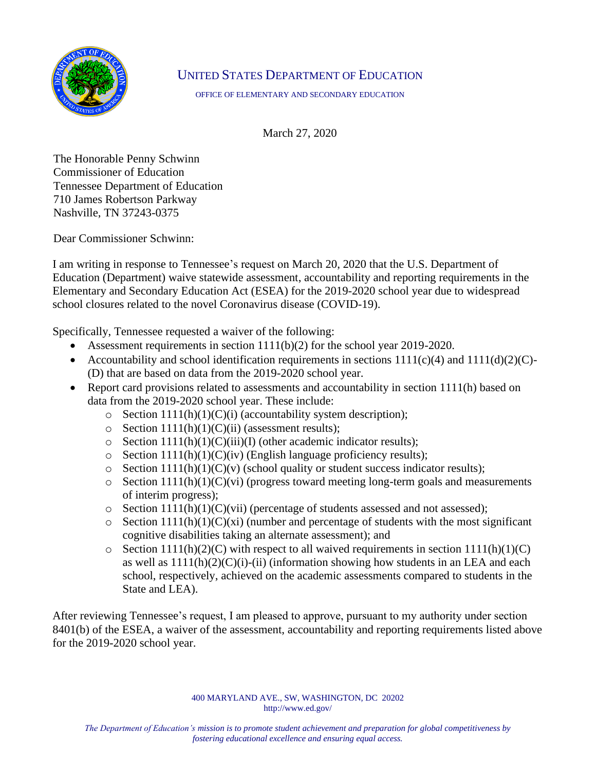UNITED STATES DEPARTMENT OF EDUCATION

OFFICE OF ELEMENTARY AND SECONDARY EDUCATION

March 27, 2020

The Honorable Penny Schwinn
Commissioner of Education
Tennessee Department of Education
710 James Robertson Parkway
Nashville, TN 37243-0375

Dear Commissioner Schwinn:

I am writing in response to Tennessee's request on March 20, 2020 that the U.S. Department of Education (Department) waive statewide assessment, accountability and reporting requirements in the Elementary and Secondary Education Act (ESEA) for the 2019-2020 school year due to widespread school closures related to the novel Coronavirus disease (COVID-19).

Specifically, Tennessee requested a waiver of the following:

- Assessment requirements in section 1111(b)(2) for the school year 2019-2020.
- Accountability and school identification requirements in sections 1111(c)(4) and 1111(d)(2)(C)-(D) that are based on data from the 2019-2020 school year.
- Report card provisions related to assessments and accountability in section 1111(h) based on data from the 2019-2020 school year. These include:
  - Section 1111(h)(1)(C)(i) (accountability system description);
  - Section 1111(h)(1)(C)(ii) (assessment results);
  - Section 1111(h)(1)(C)(iii)(I) (other academic indicator results);
  - Section 1111(h)(1)(C)(iv) (English language proficiency results);
  - Section 1111(h)(1)(C)(v) (school quality or student success indicator results);
  - Section 1111(h)(1)(C)(vi) (progress toward meeting long-term goals and measurements of interim progress);
  - Section 1111(h)(1)(C)(vii) (percentage of students assessed and not assessed);
  - Section 1111(h)(1)(C)(xi) (number and percentage of students with the most significant cognitive disabilities taking an alternate assessment); and
  - Section 1111(h)(2)(C) with respect to all waived requirements in section 1111(h)(1)(C) as well as 1111(h)(2)(C)(i)-(ii) (information showing how students in an LEA and each school, respectively, achieved on the academic assessments compared to students in the State and LEA).

After reviewing Tennessee's request, I am pleased to approve, pursuant to my authority under section 8401(b) of the ESEA, a waiver of the assessment, accountability and reporting requirements listed above for the 2019-2020 school year.

400 MARYLAND AVE., SW, WASHINGTON, DC 20202
http://www.ed.gov/

*The Department of Education's mission is to promote student achievement and preparation for global competitiveness by fostering educational excellence and ensuring equal access.*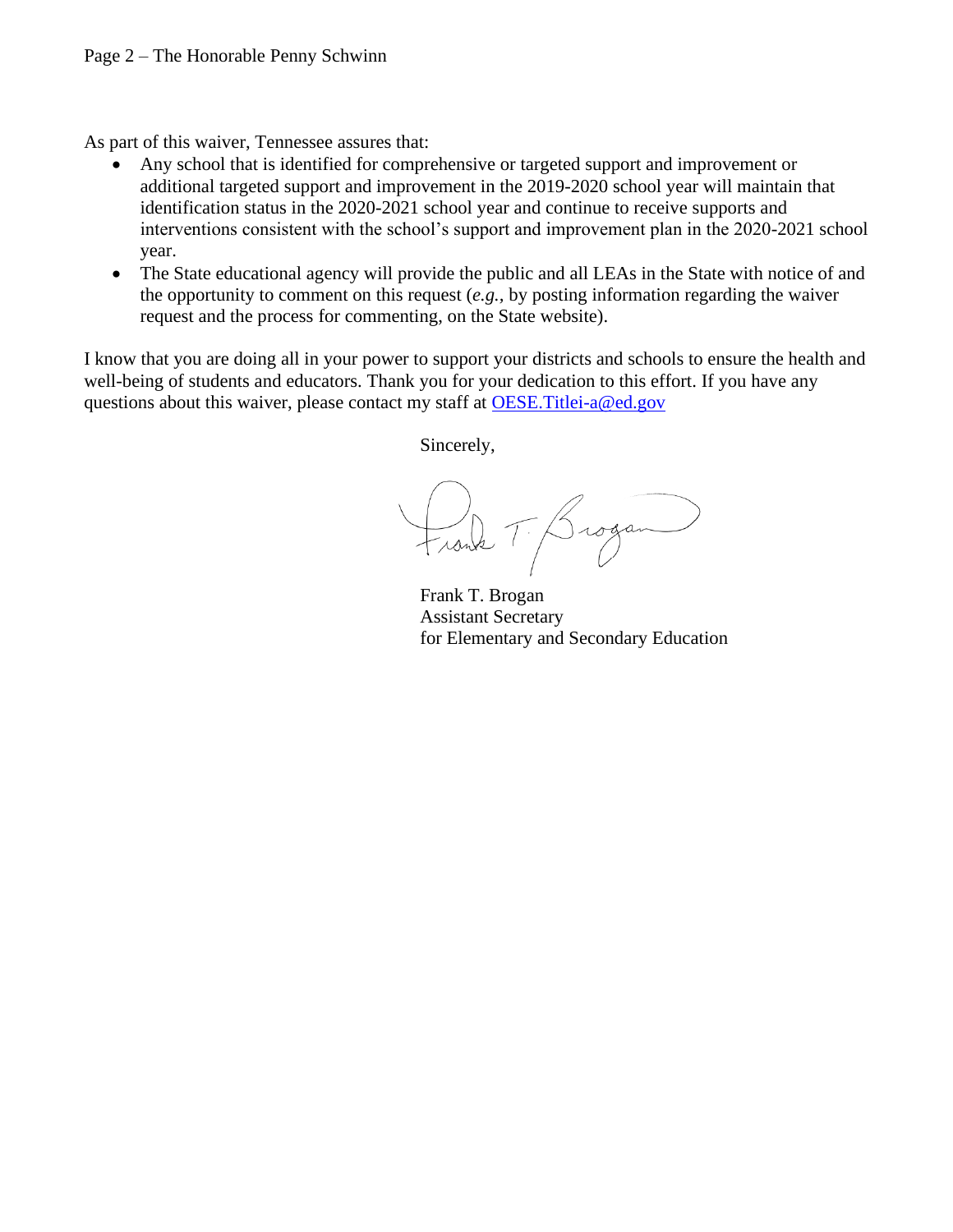As part of this waiver, Tennessee assures that:

- Any school that is identified for comprehensive or targeted support and improvement or additional targeted support and improvement in the 2019-2020 school year will maintain that identification status in the 2020-2021 school year and continue to receive supports and interventions consistent with the school's support and improvement plan in the 2020-2021 school year.
- The State educational agency will provide the public and all LEAs in the State with notice of and the opportunity to comment on this request (*e.g.*, by posting information regarding the waiver request and the process for commenting, on the State website).

I know that you are doing all in your power to support your districts and schools to ensure the health and well-being of students and educators. Thank you for your dedication to this effort. If you have any questions about this waiver, please contact my staff at [OESE.Titlei-a@ed.gov](mailto:OESE.Titlei-a@ed.gov)

Sincerely,

Frank T. Brogan
Assistant Secretary
for Elementary and Secondary Education